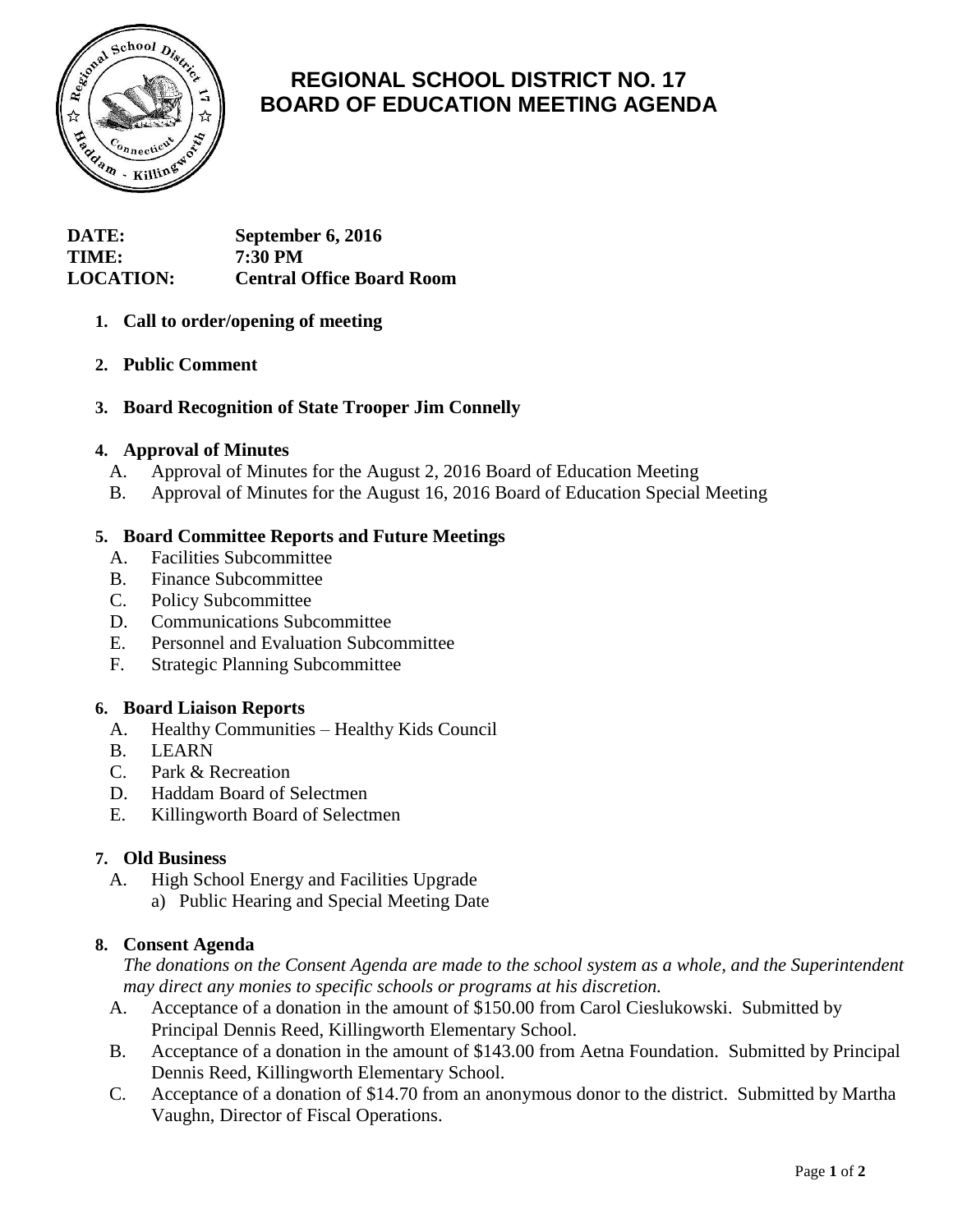# REGIONAL SCHOOL DISTRICT NO. 17
# BOARD OF EDUCATION MEETING AGENDA

**DATE:** September 6, 2016
**TIME:** 7:30 PM
**LOCATION:** Central Office Board Room

1. **Call to order/opening of meeting**

2. **Public Comment**

3. **Board Recognition of State Trooper Jim Connelly**

4. **Approval of Minutes**
   - A. Approval of Minutes for the August 2, 2016 Board of Education Meeting
   - B. Approval of Minutes for the August 16, 2016 Board of Education Special Meeting

5. **Board Committee Reports and Future Meetings**
   - A. Facilities Subcommittee
   - B. Finance Subcommittee
   - C. Policy Subcommittee
   - D. Communications Subcommittee
   - E. Personnel and Evaluation Subcommittee
   - F. Strategic Planning Subcommittee

6. **Board Liaison Reports**
   - A. Healthy Communities – Healthy Kids Council
   - B. LEARN
   - C. Park & Recreation
   - D. Haddam Board of Selectmen
   - E. Killingworth Board of Selectmen

7. **Old Business**
   - A. High School Energy and Facilities Upgrade
     - a) Public Hearing and Special Meeting Date

8. **Consent Agenda**

   *The donations on the Consent Agenda are made to the school system as a whole, and the Superintendent may direct any monies to specific schools or programs at his discretion.*
   - A. Acceptance of a donation in the amount of $150.00 from Carol Cieslukowski. Submitted by Principal Dennis Reed, Killingworth Elementary School.
   - B. Acceptance of a donation in the amount of $143.00 from Aetna Foundation. Submitted by Principal Dennis Reed, Killingworth Elementary School.
   - C. Acceptance of a donation of $14.70 from an anonymous donor to the district. Submitted by Martha Vaughn, Director of Fiscal Operations.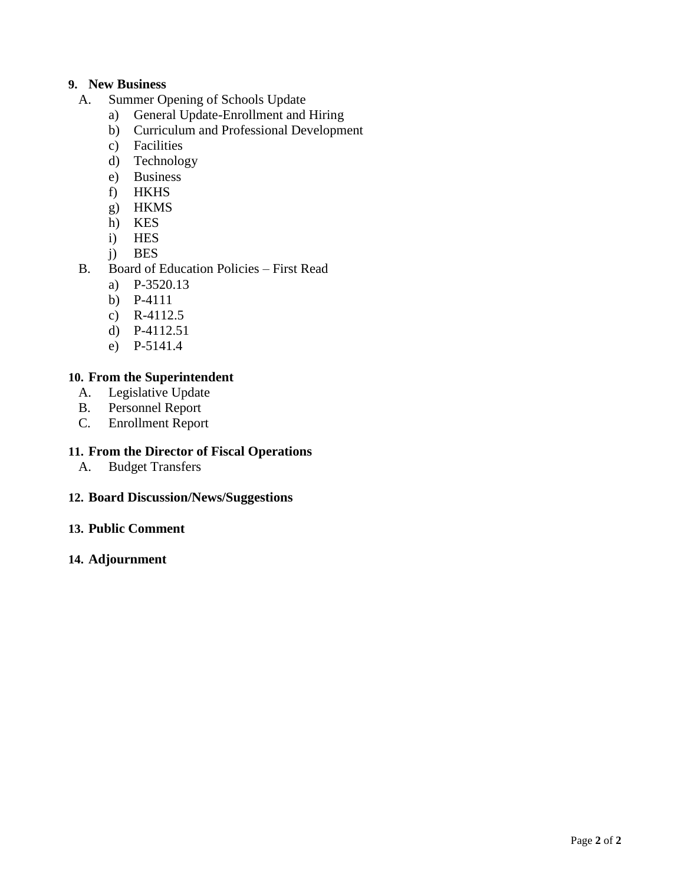**9. New Business**

A. Summer Opening of Schools Update
   a) General Update-Enrollment and Hiring
   b) Curriculum and Professional Development
   c) Facilities
   d) Technology
   e) Business
   f) HKHS
   g) HKMS
   h) KES
   i) HES
   j) BES

B. Board of Education Policies – First Read
   a) P-3520.13
   b) P-4111
   c) R-4112.5
   d) P-4112.51
   e) P-5141.4

**10. From the Superintendent**

A. Legislative Update
B. Personnel Report
C. Enrollment Report

**11. From the Director of Fiscal Operations**

A. Budget Transfers

**12. Board Discussion/News/Suggestions**

**13. Public Comment**

**14. Adjournment**